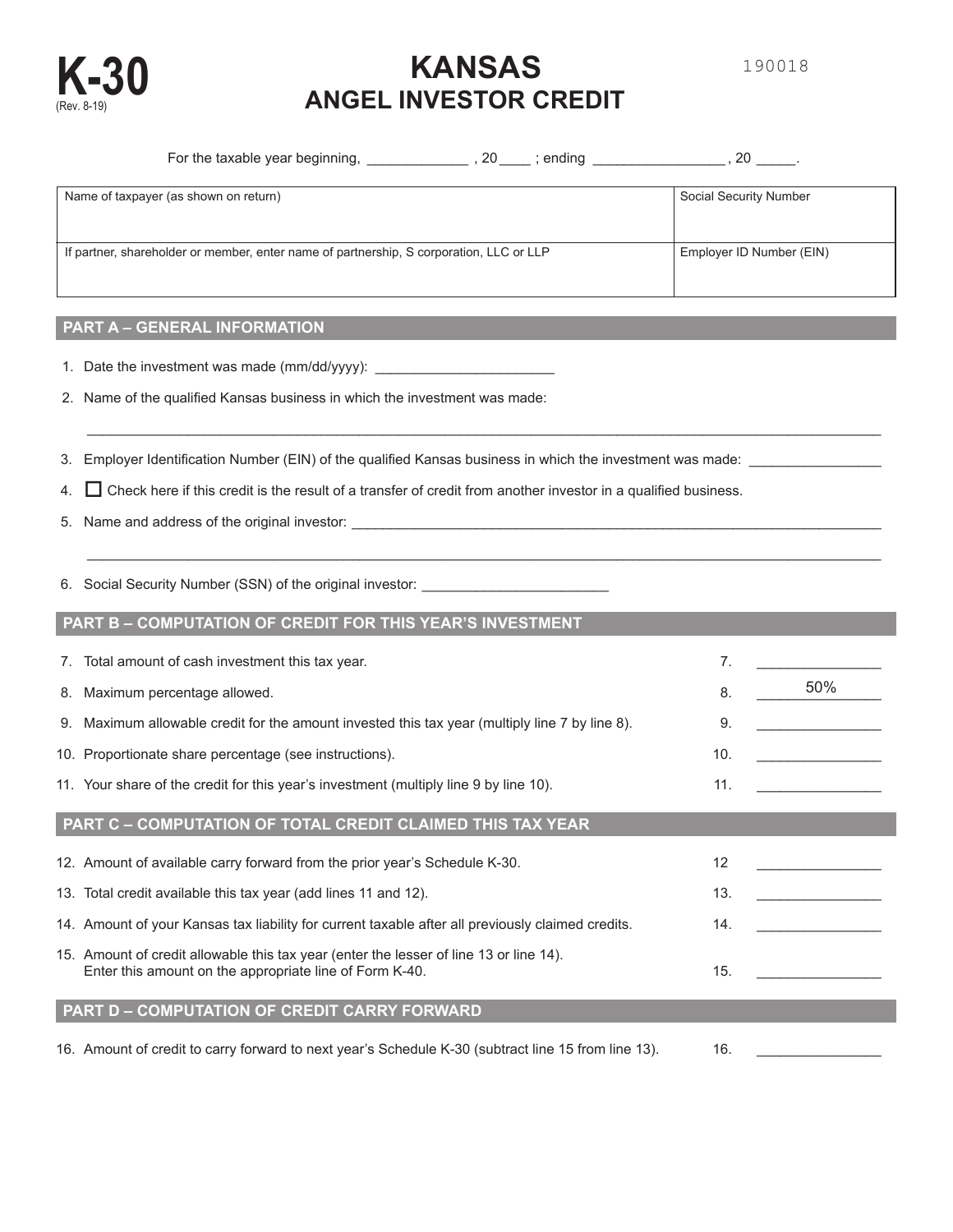# K-30

(Rev. 8-19)

# KANSAS
## ANGEL INVESTOR CREDIT

190018

For the taxable year beginning, _____________ , 20____ ; ending _________________ , 20 _____.

| Name of taxpayer (as shown on return) | Social Security Number |
|---|---|
| If partner, shareholder or member, enter name of partnership, S corporation, LLC or LLP | Employer ID Number (EIN) |

## PART A – GENERAL INFORMATION

1. Date the investment was made (mm/dd/yyyy): _______________________
2. Name of the qualified Kansas business in which the investment was made:

   ____________________________________________________________________________________________
3. Employer Identification Number (EIN) of the qualified Kansas business in which the investment was made: ________________
4. ☐ Check here if this credit is the result of a transfer of credit from another investor in a qualified business.
5. Name and address of the original investor: ______________________________________________________________________

   ____________________________________________________________________________________________
6. Social Security Number (SSN) of the original investor: ________________________

## PART B – COMPUTATION OF CREDIT FOR THIS YEAR'S INVESTMENT

| | | |
|---|---|---|
| 7. Total amount of cash investment this tax year. | 7. | ________________ |
| 8. Maximum percentage allowed. | 8. | 50% |
| 9. Maximum allowable credit for the amount invested this tax year (multiply line 7 by line 8). | 9. | ________________ |
| 10. Proportionate share percentage (see instructions). | 10. | ________________ |
| 11. Your share of the credit for this year's investment (multiply line 9 by line 10). | 11. | ________________ |

## PART C – COMPUTATION OF TOTAL CREDIT CLAIMED THIS TAX YEAR

| | | |
|---|---|---|
| 12. Amount of available carry forward from the prior year's Schedule K-30. | 12 | ________________ |
| 13. Total credit available this tax year (add lines 11 and 12). | 13. | ________________ |
| 14. Amount of your Kansas tax liability for current taxable after all previously claimed credits. | 14. | ________________ |
| 15. Amount of credit allowable this tax year (enter the lesser of line 13 or line 14). Enter this amount on the appropriate line of Form K-40. | 15. | ________________ |

## PART D – COMPUTATION OF CREDIT CARRY FORWARD

| | | |
|---|---|---|
| 16. Amount of credit to carry forward to next year's Schedule K-30 (subtract line 15 from line 13). | 16. | ________________ |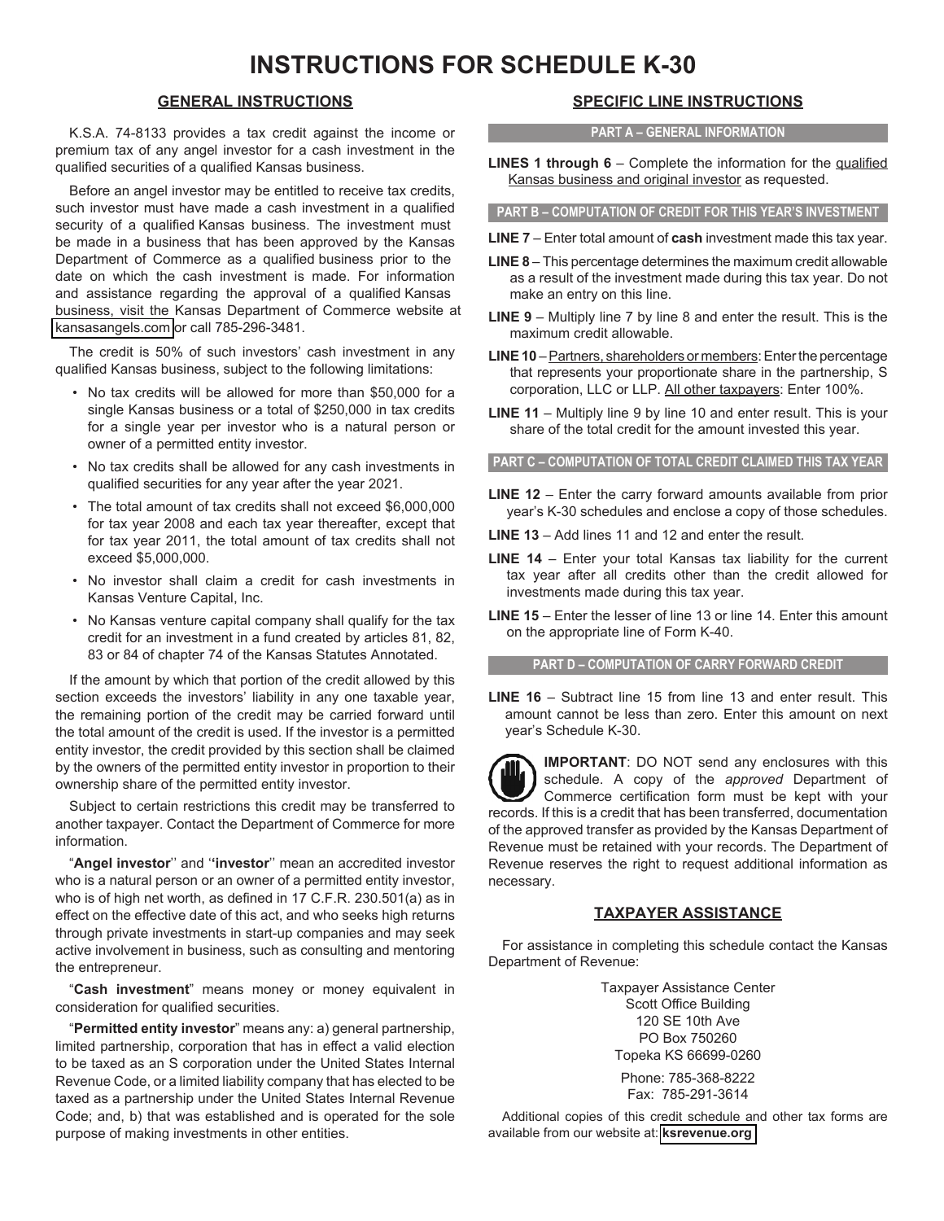# INSTRUCTIONS FOR SCHEDULE K-30

## GENERAL INSTRUCTIONS

K.S.A. 74-8133 provides a tax credit against the income or premium tax of any angel investor for a cash investment in the qualified securities of a qualified Kansas business.

Before an angel investor may be entitled to receive tax credits, such investor must have made a cash investment in a qualified security of a qualified Kansas business. The investment must be made in a business that has been approved by the Kansas Department of Commerce as a qualified business prior to the date on which the cash investment is made. For information and assistance regarding the approval of a qualified Kansas business, visit the Kansas Department of Commerce website at kansasangels.com or call 785-296-3481.

The credit is 50% of such investors' cash investment in any qualified Kansas business, subject to the following limitations:

- No tax credits will be allowed for more than $50,000 for a single Kansas business or a total of $250,000 in tax credits for a single year per investor who is a natural person or owner of a permitted entity investor.
- No tax credits shall be allowed for any cash investments in qualified securities for any year after the year 2021.
- The total amount of tax credits shall not exceed $6,000,000 for tax year 2008 and each tax year thereafter, except that for tax year 2011, the total amount of tax credits shall not exceed $5,000,000.
- No investor shall claim a credit for cash investments in Kansas Venture Capital, Inc.
- No Kansas venture capital company shall qualify for the tax credit for an investment in a fund created by articles 81, 82, 83 or 84 of chapter 74 of the Kansas Statutes Annotated.

If the amount by which that portion of the credit allowed by this section exceeds the investors' liability in any one taxable year, the remaining portion of the credit may be carried forward until the total amount of the credit is used. If the investor is a permitted entity investor, the credit provided by this section shall be claimed by the owners of the permitted entity investor in proportion to their ownership share of the permitted entity investor.

Subject to certain restrictions this credit may be transferred to another taxpayer. Contact the Department of Commerce for more information.

"**Angel investor**" and "**investor**" mean an accredited investor who is a natural person or an owner of a permitted entity investor, who is of high net worth, as defined in 17 C.F.R. 230.501(a) as in effect on the effective date of this act, and who seeks high returns through private investments in start-up companies and may seek active involvement in business, such as consulting and mentoring the entrepreneur.

"**Cash investment**" means money or money equivalent in consideration for qualified securities.

"**Permitted entity investor**" means any: a) general partnership, limited partnership, corporation that has in effect a valid election to be taxed as an S corporation under the United States Internal Revenue Code, or a limited liability company that has elected to be taxed as a partnership under the United States Internal Revenue Code; and, b) that was established and is operated for the sole purpose of making investments in other entities.

## SPECIFIC LINE INSTRUCTIONS

### PART A – GENERAL INFORMATION

**LINES 1 through 6** – Complete the information for the qualified Kansas business and original investor as requested.

### PART B – COMPUTATION OF CREDIT FOR THIS YEAR'S INVESTMENT

**LINE 7** – Enter total amount of **cash** investment made this tax year.

**LINE 8** – This percentage determines the maximum credit allowable as a result of the investment made during this tax year. Do not make an entry on this line.

**LINE 9** – Multiply line 7 by line 8 and enter the result. This is the maximum credit allowable.

**LINE 10** – Partners, shareholders or members: Enter the percentage that represents your proportionate share in the partnership, S corporation, LLC or LLP. All other taxpayers: Enter 100%.

**LINE 11** – Multiply line 9 by line 10 and enter result. This is your share of the total credit for the amount invested this year.

### PART C – COMPUTATION OF TOTAL CREDIT CLAIMED THIS TAX YEAR

**LINE 12** – Enter the carry forward amounts available from prior year's K-30 schedules and enclose a copy of those schedules.

**LINE 13** – Add lines 11 and 12 and enter the result.

**LINE 14** – Enter your total Kansas tax liability for the current tax year after all credits other than the credit allowed for investments made during this tax year.

**LINE 15** – Enter the lesser of line 13 or line 14. Enter this amount on the appropriate line of Form K-40.

### PART D – COMPUTATION OF CARRY FORWARD CREDIT

**LINE 16** – Subtract line 15 from line 13 and enter result. This amount cannot be less than zero. Enter this amount on next year's Schedule K-30.

**IMPORTANT**: DO NOT send any enclosures with this schedule. A copy of the *approved* Department of Commerce certification form must be kept with your records. If this is a credit that has been transferred, documentation of the approved transfer as provided by the Kansas Department of Revenue must be retained with your records. The Department of Revenue reserves the right to request additional information as necessary.

## TAXPAYER ASSISTANCE

For assistance in completing this schedule contact the Kansas Department of Revenue:

Taxpayer Assistance Center
Scott Office Building
120 SE 10th Ave
PO Box 750260
Topeka KS 66699-0260

Phone: 785-368-8222
Fax: 785-291-3614

Additional copies of this credit schedule and other tax forms are available from our website at: **ksrevenue.org**